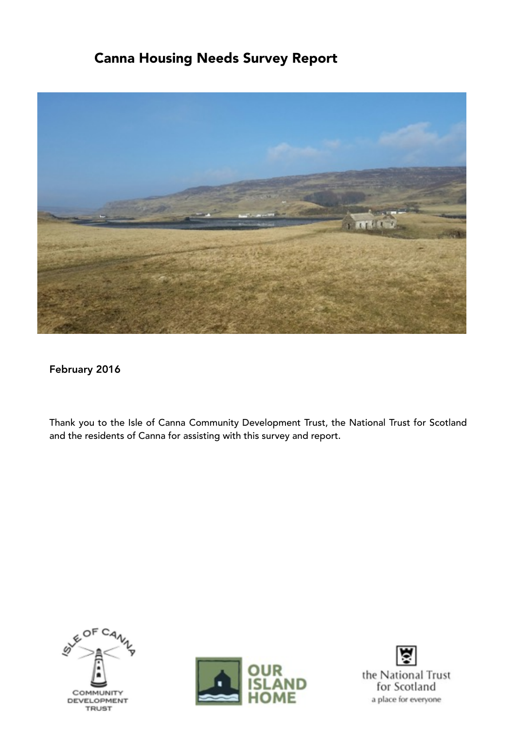# Canna Housing Needs Survey Report

**February 2016**

Thank you to the Isle of Canna Community Development Trust, the National Trust for Scotland and the residents of Canna for assisting with this survey and report.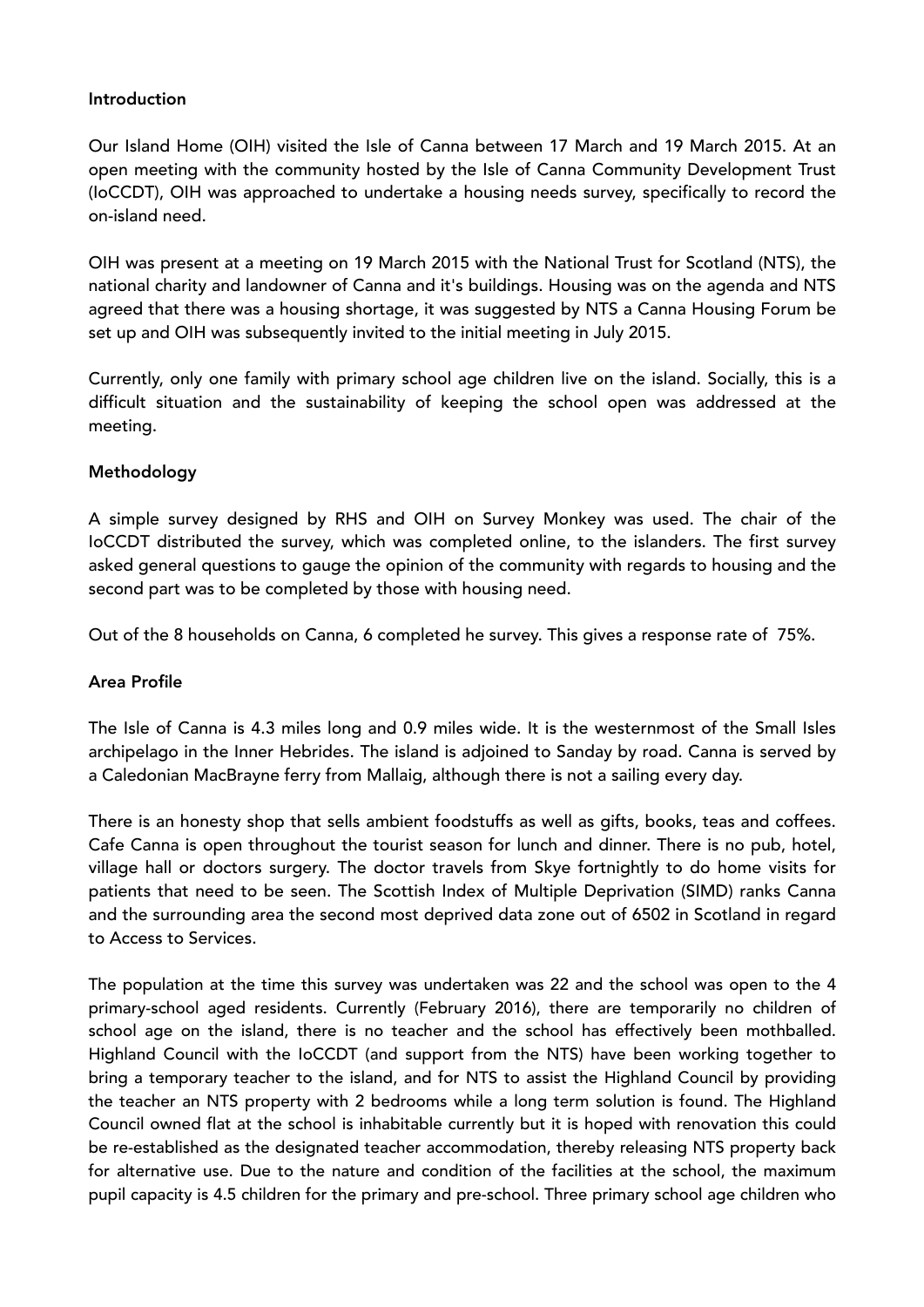**Introduction**

Our Island Home (OIH) visited the Isle of Canna between 17 March and 19 March 2015. At an open meeting with the community hosted by the Isle of Canna Community Development Trust (IoCCDT), OIH was approached to undertake a housing needs survey, specifically to record the on-island need.

OIH was present at a meeting on 19 March 2015 with the National Trust for Scotland (NTS), the national charity and landowner of Canna and it's buildings. Housing was on the agenda and NTS agreed that there was a housing shortage, it was suggested by NTS a Canna Housing Forum be set up and OIH was subsequently invited to the initial meeting in July 2015.

Currently, only one family with primary school age children live on the island. Socially, this is a difficult situation and the sustainability of keeping the school open was addressed at the meeting.

**Methodology**

A simple survey designed by RHS and OIH on Survey Monkey was used. The chair of the IoCCDT distributed the survey, which was completed online, to the islanders. The first survey asked general questions to gauge the opinion of the community with regards to housing and the second part was to be completed by those with housing need.

Out of the 8 households on Canna, 6 completed he survey. This gives a response rate of 75%.

**Area Profile**

The Isle of Canna is 4.3 miles long and 0.9 miles wide. It is the westernmost of the Small Isles archipelago in the Inner Hebrides. The island is adjoined to Sanday by road. Canna is served by a Caledonian MacBrayne ferry from Mallaig, although there is not a sailing every day.

There is an honesty shop that sells ambient foodstuffs as well as gifts, books, teas and coffees. Cafe Canna is open throughout the tourist season for lunch and dinner. There is no pub, hotel, village hall or doctors surgery. The doctor travels from Skye fortnightly to do home visits for patients that need to be seen. The Scottish Index of Multiple Deprivation (SIMD) ranks Canna and the surrounding area the second most deprived data zone out of 6502 in Scotland in regard to Access to Services.

The population at the time this survey was undertaken was 22 and the school was open to the 4 primary-school aged residents. Currently (February 2016), there are temporarily no children of school age on the island, there is no teacher and the school has effectively been mothballed. Highland Council with the IoCCDT (and support from the NTS) have been working together to bring a temporary teacher to the island, and for NTS to assist the Highland Council by providing the teacher an NTS property with 2 bedrooms while a long term solution is found. The Highland Council owned flat at the school is inhabitable currently but it is hoped with renovation this could be re-established as the designated teacher accommodation, thereby releasing NTS property back for alternative use. Due to the nature and condition of the facilities at the school, the maximum pupil capacity is 4.5 children for the primary and pre-school. Three primary school age children who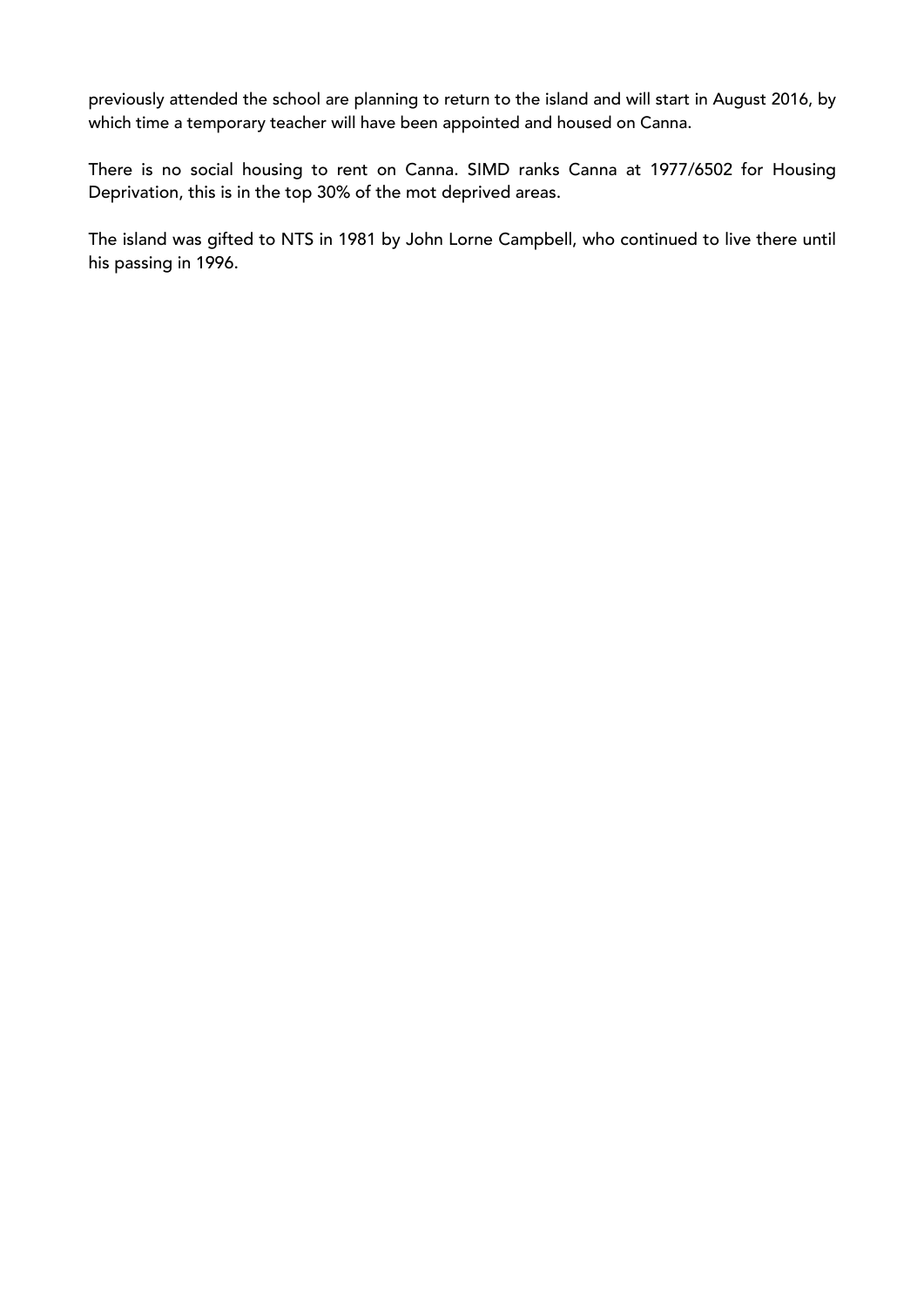previously attended the school are planning to return to the island and will start in August 2016, by which time a temporary teacher will have been appointed and housed on Canna.

There is no social housing to rent on Canna. SIMD ranks Canna at 1977/6502 for Housing Deprivation, this is in the top 30% of the mot deprived areas.

The island was gifted to NTS in 1981 by John Lorne Campbell, who continued to live there until his passing in 1996.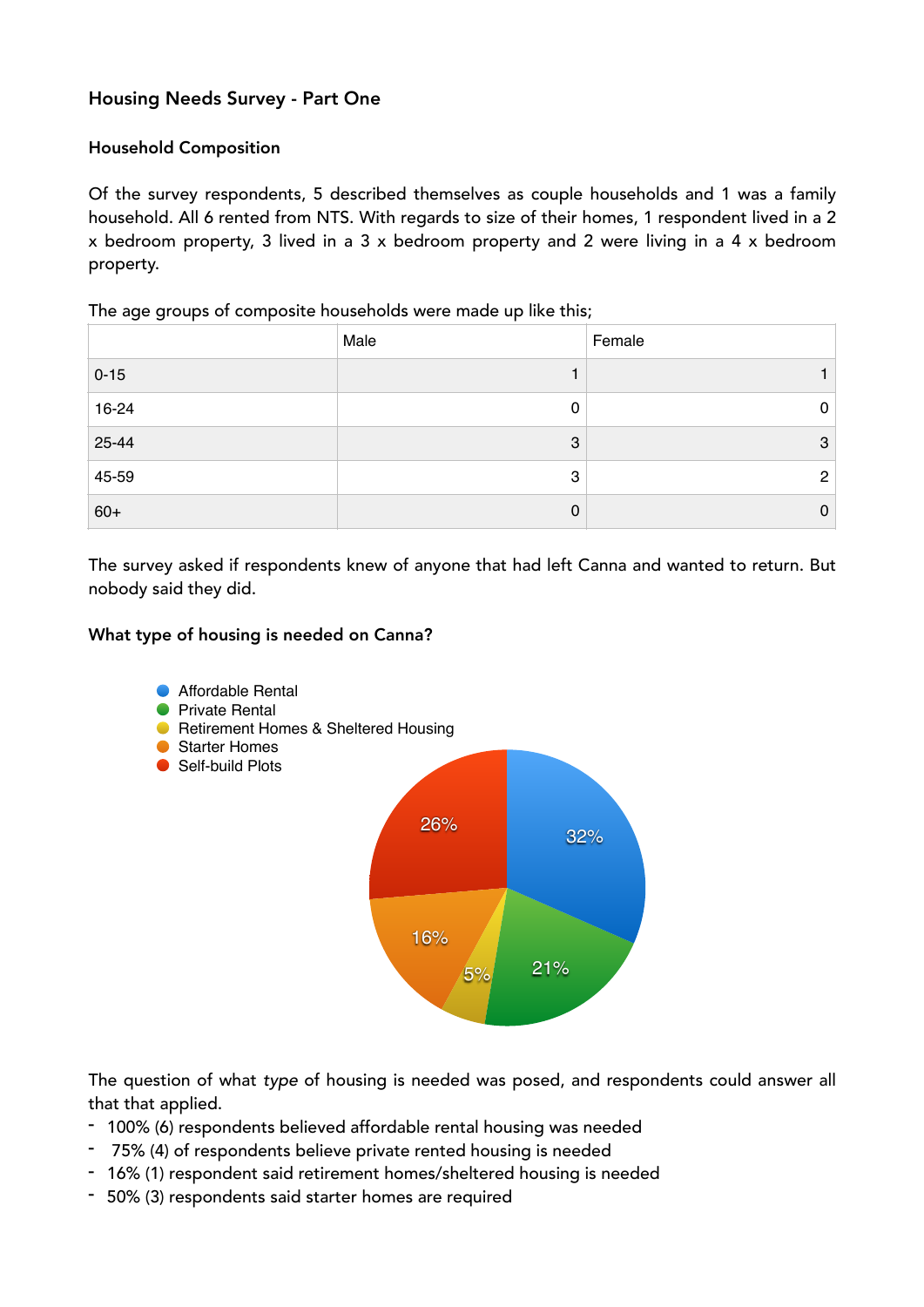## Housing Needs Survey - Part One

### Household Composition

Of the survey respondents, 5 described themselves as couple households and 1 was a family household. All 6 rented from NTS. With regards to size of their homes, 1 respondent lived in a 2 x bedroom property, 3 lived in a 3 x bedroom property and 2 were living in a 4 x bedroom property.

The age groups of composite households were made up like this;

| | Male | Female |
|---|---|---|
| 0-15 | 1 | 1 |
| 16-24 | 0 | 0 |
| 25-44 | 3 | 3 |
| 45-59 | 3 | 2 |
| 60+ | 0 | 0 |

The survey asked if respondents knew of anyone that had left Canna and wanted to return. But nobody said they did.

### What type of housing is needed on Canna?

Affordable Rental
Private Rental
Retirement Homes & Sheltered Housing
Starter Homes
Self-build Plots

32%
21%
5%
16%
26%

The question of what *type* of housing is needed was posed, and respondents could answer all that applied.

- 100% (6) respondents believed affordable rental housing was needed
- 75% (4) of respondents believe private rented housing is needed
- 16% (1) respondent said retirement homes/sheltered housing is needed
- 50% (3) respondents said starter homes are required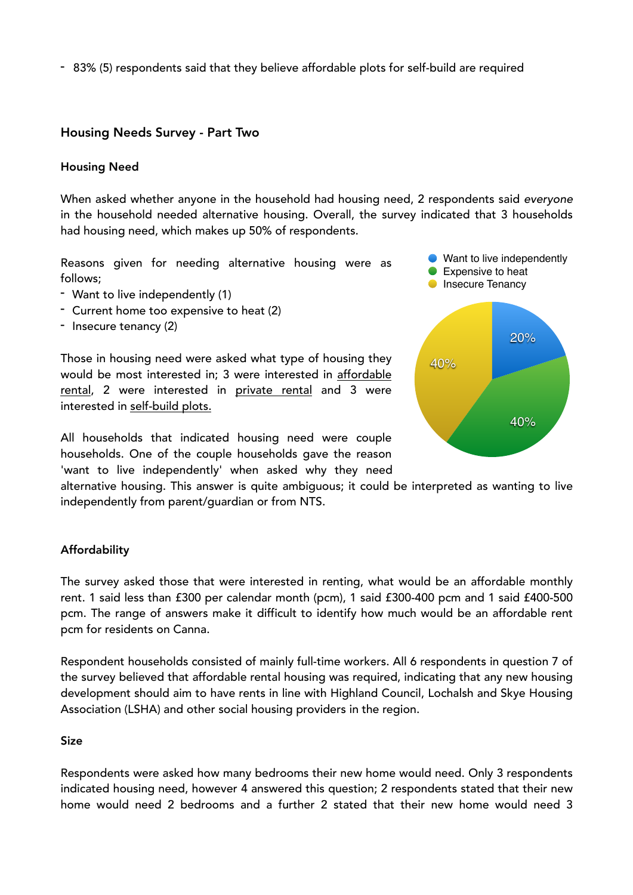- 83% (5) respondents said that they believe affordable plots for self-build are required

### Housing Needs Survey - Part Two

#### Housing Need

When asked whether anyone in the household had housing need, 2 respondents said *everyone* in the household needed alternative housing. Overall, the survey indicated that 3 households had housing need, which makes up 50% of respondents.

Reasons given for needing alternative housing were as follows;

- Want to live independently (1)
- Current home too expensive to heat (2)
- Insecure tenancy (2)

Want to live independently
Expensive to heat
Insecure Tenancy
20%
40%
40%

Those in housing need were asked what type of housing they would be most interested in; 3 were interested in affordable rental, 2 were interested in private rental and 3 were interested in self-build plots.

All households that indicated housing need were couple households. One of the couple households gave the reason 'want to live independently' when asked why they need alternative housing. This answer is quite ambiguous; it could be interpreted as wanting to live independently from parent/guardian or from NTS.

#### Affordability

The survey asked those that were interested in renting, what would be an affordable monthly rent. 1 said less than £300 per calendar month (pcm), 1 said £300-400 pcm and 1 said £400-500 pcm. The range of answers make it difficult to identify how much would be an affordable rent pcm for residents on Canna.

Respondent households consisted of mainly full-time workers. All 6 respondents in question 7 of the survey believed that affordable rental housing was required, indicating that any new housing development should aim to have rents in line with Highland Council, Lochalsh and Skye Housing Association (LSHA) and other social housing providers in the region.

#### Size

Respondents were asked how many bedrooms their new home would need. Only 3 respondents indicated housing need, however 4 answered this question; 2 respondents stated that their new home would need 2 bedrooms and a further 2 stated that their new home would need 3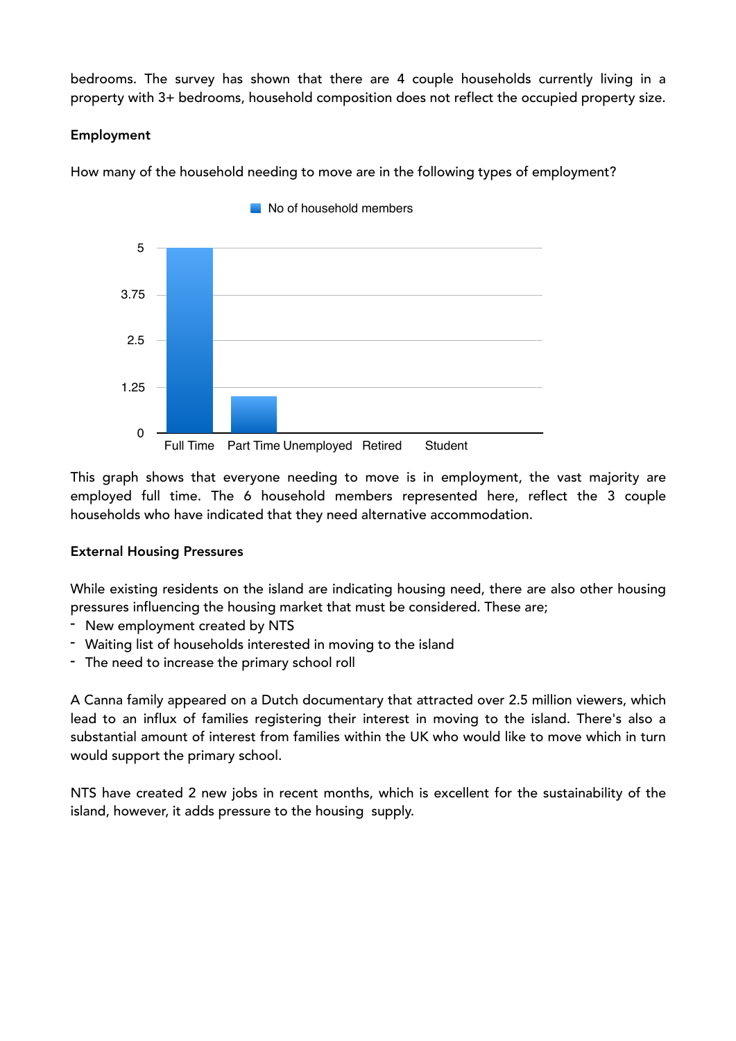bedrooms. The survey has shown that there are 4 couple households currently living in a property with 3+ bedrooms, household composition does not reflect the occupied property size.

**Employment**

How many of the household needing to move are in the following types of employment?

No of household members

5

3.75

2.5

1.25

0

Full Time Part Time Unemployed Retired Student

This graph shows that everyone needing to move is in employment, the vast majority are employed full time. The 6 household members represented here, reflect the 3 couple households who have indicated that they need alternative accommodation.

**External Housing Pressures**

While existing residents on the island are indicating housing need, there are also other housing pressures influencing the housing market that must be considered. These are;

- New employment created by NTS
- Waiting list of households interested in moving to the island
- The need to increase the primary school roll

A Canna family appeared on a Dutch documentary that attracted over 2.5 million viewers, which lead to an influx of families registering their interest in moving to the island. There's also a substantial amount of interest from families within the UK who would like to move which in turn would support the primary school.

NTS have created 2 new jobs in recent months, which is excellent for the sustainability of the island, however, it adds pressure to the housing supply.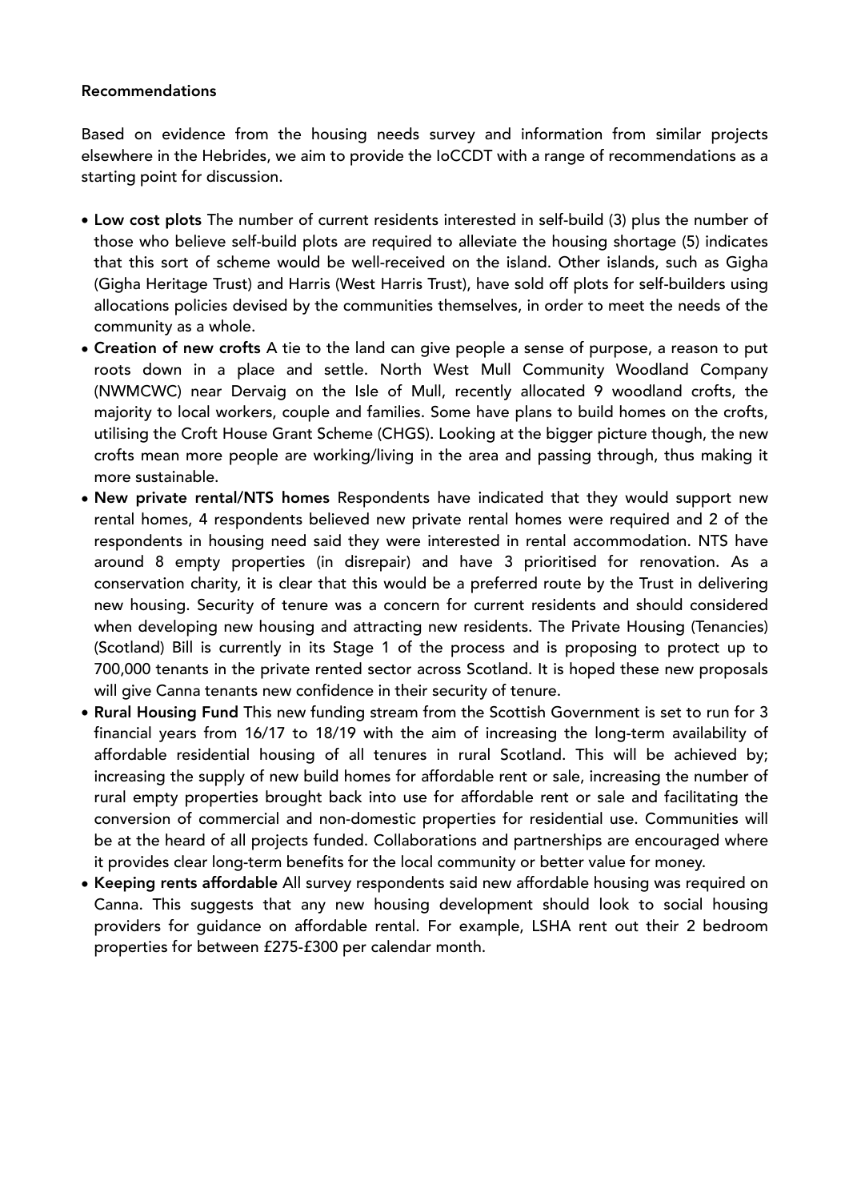**Recommendations**

Based on evidence from the housing needs survey and information from similar projects elsewhere in the Hebrides, we aim to provide the IoCCDT with a range of recommendations as a starting point for discussion.

- **Low cost plots** The number of current residents interested in self-build (3) plus the number of those who believe self-build plots are required to alleviate the housing shortage (5) indicates that this sort of scheme would be well-received on the island. Other islands, such as Gigha (Gigha Heritage Trust) and Harris (West Harris Trust), have sold off plots for self-builders using allocations policies devised by the communities themselves, in order to meet the needs of the community as a whole.
- **Creation of new crofts** A tie to the land can give people a sense of purpose, a reason to put roots down in a place and settle. North West Mull Community Woodland Company (NWMCWC) near Dervaig on the Isle of Mull, recently allocated 9 woodland crofts, the majority to local workers, couple and families. Some have plans to build homes on the crofts, utilising the Croft House Grant Scheme (CHGS). Looking at the bigger picture though, the new crofts mean more people are working/living in the area and passing through, thus making it more sustainable.
- **New private rental/NTS homes** Respondents have indicated that they would support new rental homes, 4 respondents believed new private rental homes were required and 2 of the respondents in housing need said they were interested in rental accommodation. NTS have around 8 empty properties (in disrepair) and have 3 prioritised for renovation. As a conservation charity, it is clear that this would be a preferred route by the Trust in delivering new housing. Security of tenure was a concern for current residents and should considered when developing new housing and attracting new residents. The Private Housing (Tenancies) (Scotland) Bill is currently in its Stage 1 of the process and is proposing to protect up to 700,000 tenants in the private rented sector across Scotland. It is hoped these new proposals will give Canna tenants new confidence in their security of tenure.
- **Rural Housing Fund** This new funding stream from the Scottish Government is set to run for 3 financial years from 16/17 to 18/19 with the aim of increasing the long-term availability of affordable residential housing of all tenures in rural Scotland. This will be achieved by; increasing the supply of new build homes for affordable rent or sale, increasing the number of rural empty properties brought back into use for affordable rent or sale and facilitating the conversion of commercial and non-domestic properties for residential use. Communities will be at the heard of all projects funded. Collaborations and partnerships are encouraged where it provides clear long-term benefits for the local community or better value for money.
- **Keeping rents affordable** All survey respondents said new affordable housing was required on Canna. This suggests that any new housing development should look to social housing providers for guidance on affordable rental. For example, LSHA rent out their 2 bedroom properties for between £275-£300 per calendar month.